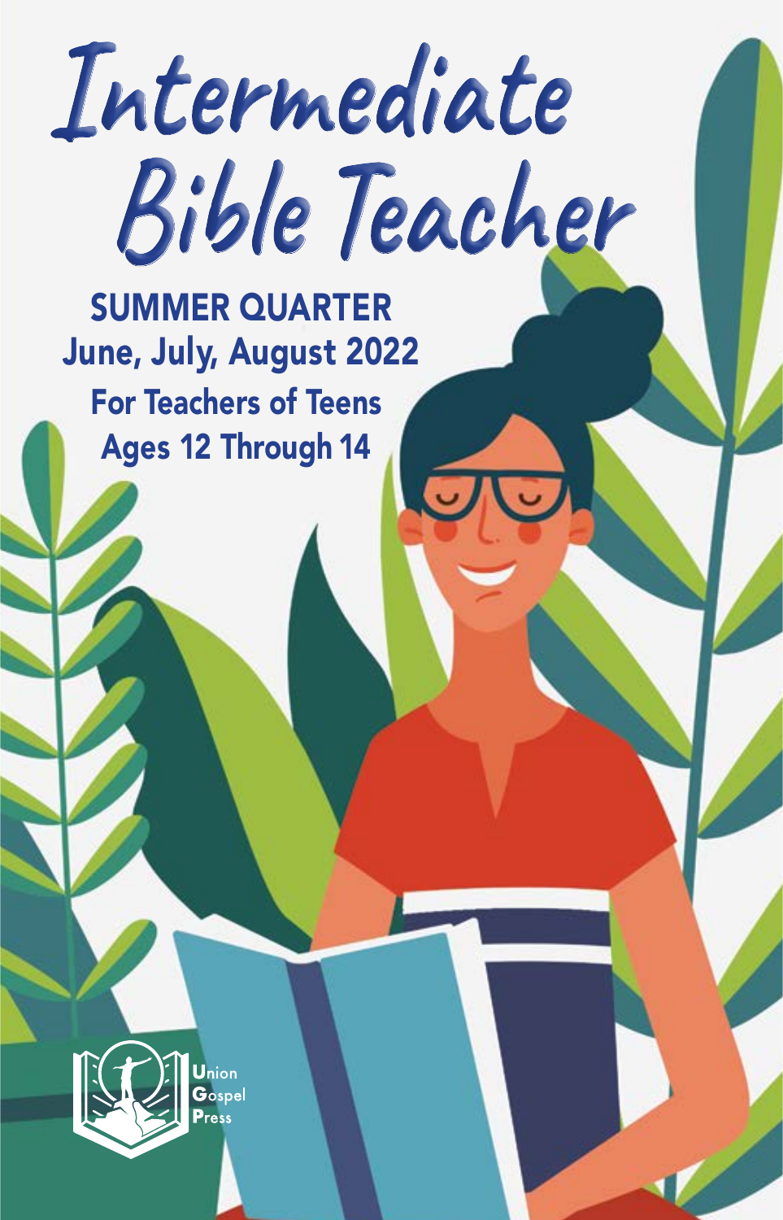# Intermediate Bible Teacher

**SUMMER QUARTER**

**June, July, August 2022**

**For Teachers of Teens**

**Ages 12 Through 14**

Union Gospel Press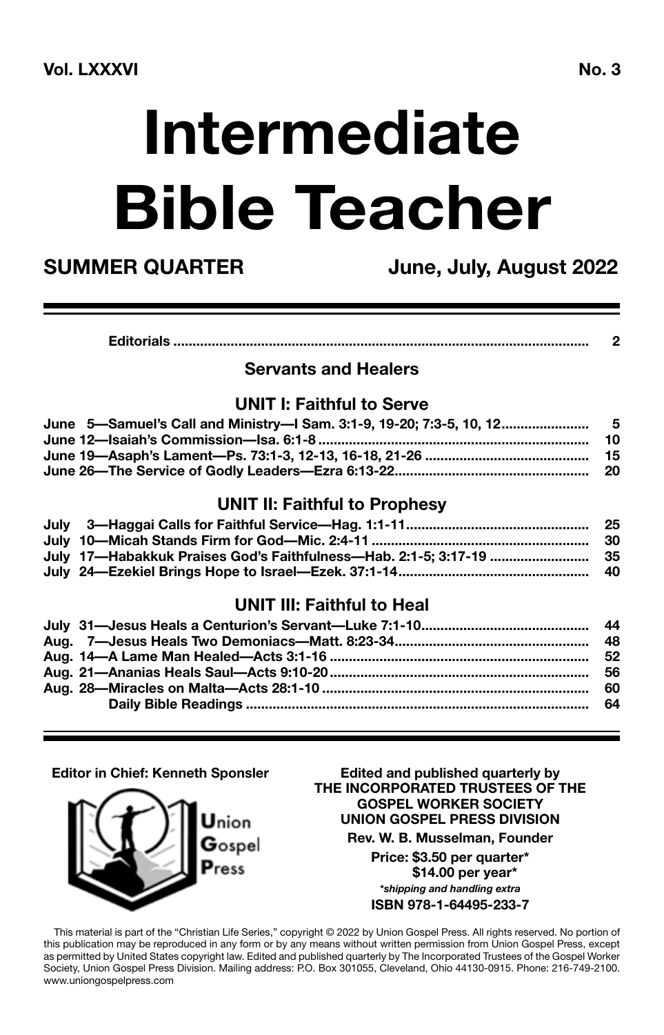**Vol. LXXXVI** **No. 3**

# Intermediate Bible Teacher

## SUMMER QUARTER June, July, August 2022

| | |
|---|---|
| **Editorials** | **2** |

### Servants and Healers

#### UNIT I: Faithful to Serve

| | |
|---|---|
| **June 5—Samuel's Call and Ministry—I Sam. 3:1-9, 19-20; 7:3-5, 10, 12** | **5** |
| **June 12—Isaiah's Commission—Isa. 6:1-8** | **10** |
| **June 19—Asaph's Lament—Ps. 73:1-3, 12-13, 16-18, 21-26** | **15** |
| **June 26—The Service of Godly Leaders—Ezra 6:13-22** | **20** |

#### UNIT II: Faithful to Prophesy

| | |
|---|---|
| **July 3—Haggai Calls for Faithful Service—Hag. 1:1-11** | **25** |
| **July 10—Micah Stands Firm for God—Mic. 2:4-11** | **30** |
| **July 17—Habakkuk Praises God's Faithfulness—Hab. 2:1-5; 3:17-19** | **35** |
| **July 24—Ezekiel Brings Hope to Israel—Ezek. 37:1-14** | **40** |

#### UNIT III: Faithful to Heal

| | |
|---|---|
| **July 31—Jesus Heals a Centurion's Servant—Luke 7:1-10** | **44** |
| **Aug. 7—Jesus Heals Two Demoniacs—Matt. 8:23-34** | **48** |
| **Aug. 14—A Lame Man Healed—Acts 3:1-16** | **52** |
| **Aug. 21—Ananias Heals Saul—Acts 9:10-20** | **56** |
| **Aug. 28—Miracles on Malta—Acts 28:1-10** | **60** |
| **Daily Bible Readings** | **64** |

**Editor in Chief: Kenneth Sponsler**

Union Gospel Press

**Edited and published quarterly by**
**THE INCORPORATED TRUSTEES OF THE GOSPEL WORKER SOCIETY**
**UNION GOSPEL PRESS DIVISION**

**Rev. W. B. Musselman, Founder**

**Price: $3.50 per quarter***
**$14.00 per year***
***shipping and handling extra***

**ISBN 978-1-64495-233-7**

This material is part of the "Christian Life Series," copyright © 2022 by Union Gospel Press. All rights reserved. No portion of this publication may be reproduced in any form or by any means without written permission from Union Gospel Press, except as permitted by United States copyright law. Edited and published quarterly by The Incorporated Trustees of the Gospel Worker Society, Union Gospel Press Division. Mailing address: P.O. Box 301055, Cleveland, Ohio 44130-0915. Phone: 216-749-2100. www.uniongospelpress.com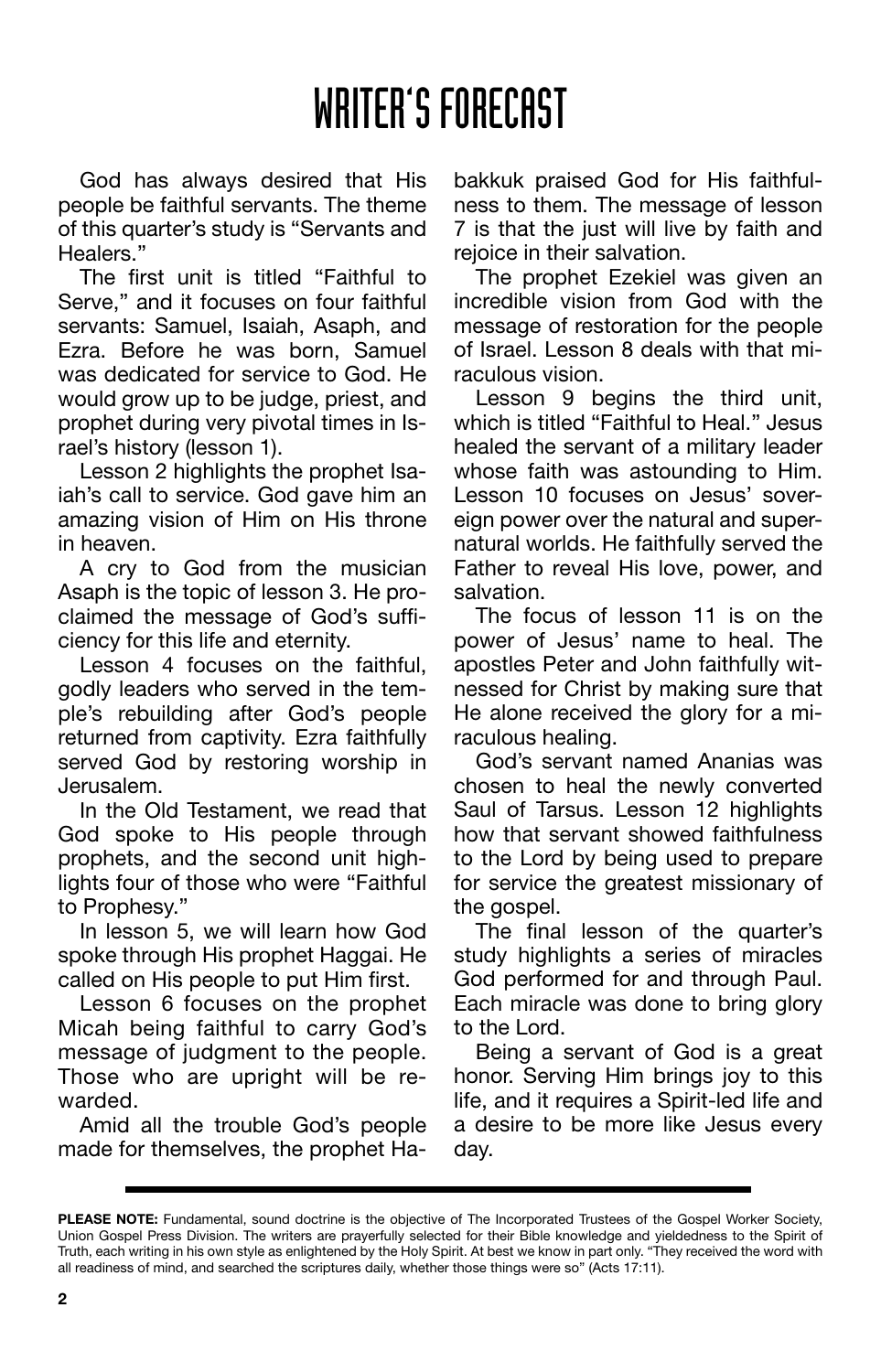# WRITER'S FORECAST

God has always desired that His people be faithful servants. The theme of this quarter's study is "Servants and Healers."

The first unit is titled "Faithful to Serve," and it focuses on four faithful servants: Samuel, Isaiah, Asaph, and Ezra. Before he was born, Samuel was dedicated for service to God. He would grow up to be judge, priest, and prophet during very pivotal times in Israel's history (lesson 1).

Lesson 2 highlights the prophet Isaiah's call to service. God gave him an amazing vision of Him on His throne in heaven.

A cry to God from the musician Asaph is the topic of lesson 3. He proclaimed the message of God's sufficiency for this life and eternity.

Lesson 4 focuses on the faithful, godly leaders who served in the temple's rebuilding after God's people returned from captivity. Ezra faithfully served God by restoring worship in Jerusalem.

In the Old Testament, we read that God spoke to His people through prophets, and the second unit highlights four of those who were "Faithful to Prophesy."

In lesson 5, we will learn how God spoke through His prophet Haggai. He called on His people to put Him first.

Lesson 6 focuses on the prophet Micah being faithful to carry God's message of judgment to the people. Those who are upright will be rewarded.

Amid all the trouble God's people made for themselves, the prophet Habakkuk praised God for His faithfulness to them. The message of lesson 7 is that the just will live by faith and rejoice in their salvation.

The prophet Ezekiel was given an incredible vision from God with the message of restoration for the people of Israel. Lesson 8 deals with that miraculous vision.

Lesson 9 begins the third unit, which is titled "Faithful to Heal." Jesus healed the servant of a military leader whose faith was astounding to Him. Lesson 10 focuses on Jesus' sovereign power over the natural and supernatural worlds. He faithfully served the Father to reveal His love, power, and salvation.

The focus of lesson 11 is on the power of Jesus' name to heal. The apostles Peter and John faithfully witnessed for Christ by making sure that He alone received the glory for a miraculous healing.

God's servant named Ananias was chosen to heal the newly converted Saul of Tarsus. Lesson 12 highlights how that servant showed faithfulness to the Lord by being used to prepare for service the greatest missionary of the gospel.

The final lesson of the quarter's study highlights a series of miracles God performed for and through Paul. Each miracle was done to bring glory to the Lord.

Being a servant of God is a great honor. Serving Him brings joy to this life, and it requires a Spirit-led life and a desire to be more like Jesus every day.

---

**PLEASE NOTE:** Fundamental, sound doctrine is the objective of The Incorporated Trustees of the Gospel Worker Society, Union Gospel Press Division. The writers are prayerfully selected for their Bible knowledge and yieldedness to the Spirit of Truth, each writing in his own style as enlightened by the Holy Spirit. At best we know in part only. "They received the word with all readiness of mind, and searched the scriptures daily, whether those things were so" (Acts 17:11).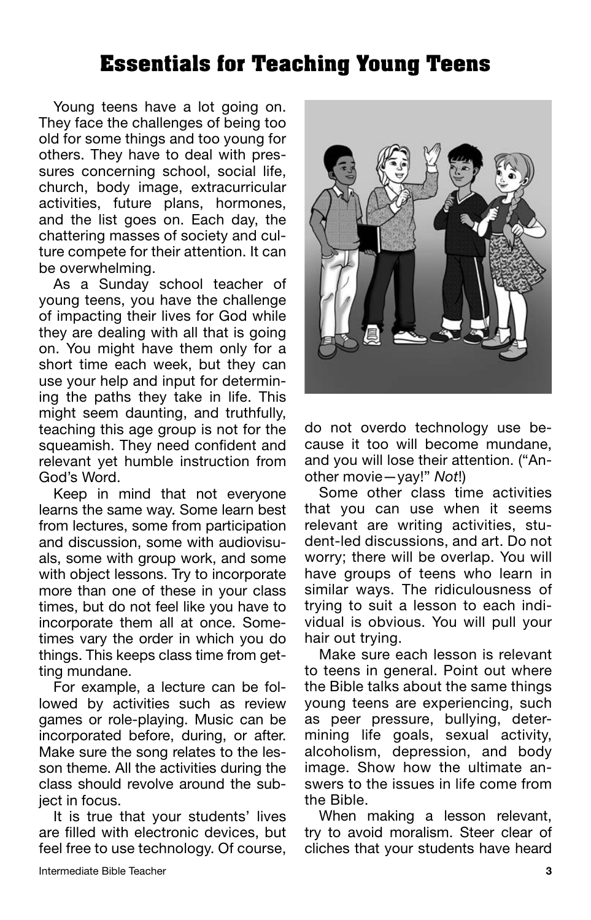# Essentials for Teaching Young Teens

Young teens have a lot going on. They face the challenges of being too old for some things and too young for others. They have to deal with pressures concerning school, social life, church, body image, extracurricular activities, future plans, hormones, and the list goes on. Each day, the chattering masses of society and culture compete for their attention. It can be overwhelming.

As a Sunday school teacher of young teens, you have the challenge of impacting their lives for God while they are dealing with all that is going on. You might have them only for a short time each week, but they can use your help and input for determining the paths they take in life. This might seem daunting, and truthfully, teaching this age group is not for the squeamish. They need confident and relevant yet humble instruction from God's Word.

Keep in mind that not everyone learns the same way. Some learn best from lectures, some from participation and discussion, some with audiovisuals, some with group work, and some with object lessons. Try to incorporate more than one of these in your class times, but do not feel like you have to incorporate them all at once. Sometimes vary the order in which you do things. This keeps class time from getting mundane.

For example, a lecture can be followed by activities such as review games or role-playing. Music can be incorporated before, during, or after. Make sure the song relates to the lesson theme. All the activities during the class should revolve around the subject in focus.

It is true that your students' lives are filled with electronic devices, but feel free to use technology. Of course, do not overdo technology use because it too will become mundane, and you will lose their attention. ("Another movie—yay!" *Not*!)

Some other class time activities that you can use when it seems relevant are writing activities, student-led discussions, and art. Do not worry; there will be overlap. You will have groups of teens who learn in similar ways. The ridiculousness of trying to suit a lesson to each individual is obvious. You will pull your hair out trying.

Make sure each lesson is relevant to teens in general. Point out where the Bible talks about the same things young teens are experiencing, such as peer pressure, bullying, determining life goals, sexual activity, alcoholism, depression, and body image. Show how the ultimate answers to the issues in life come from the Bible.

When making a lesson relevant, try to avoid moralism. Steer clear of cliches that your students have heard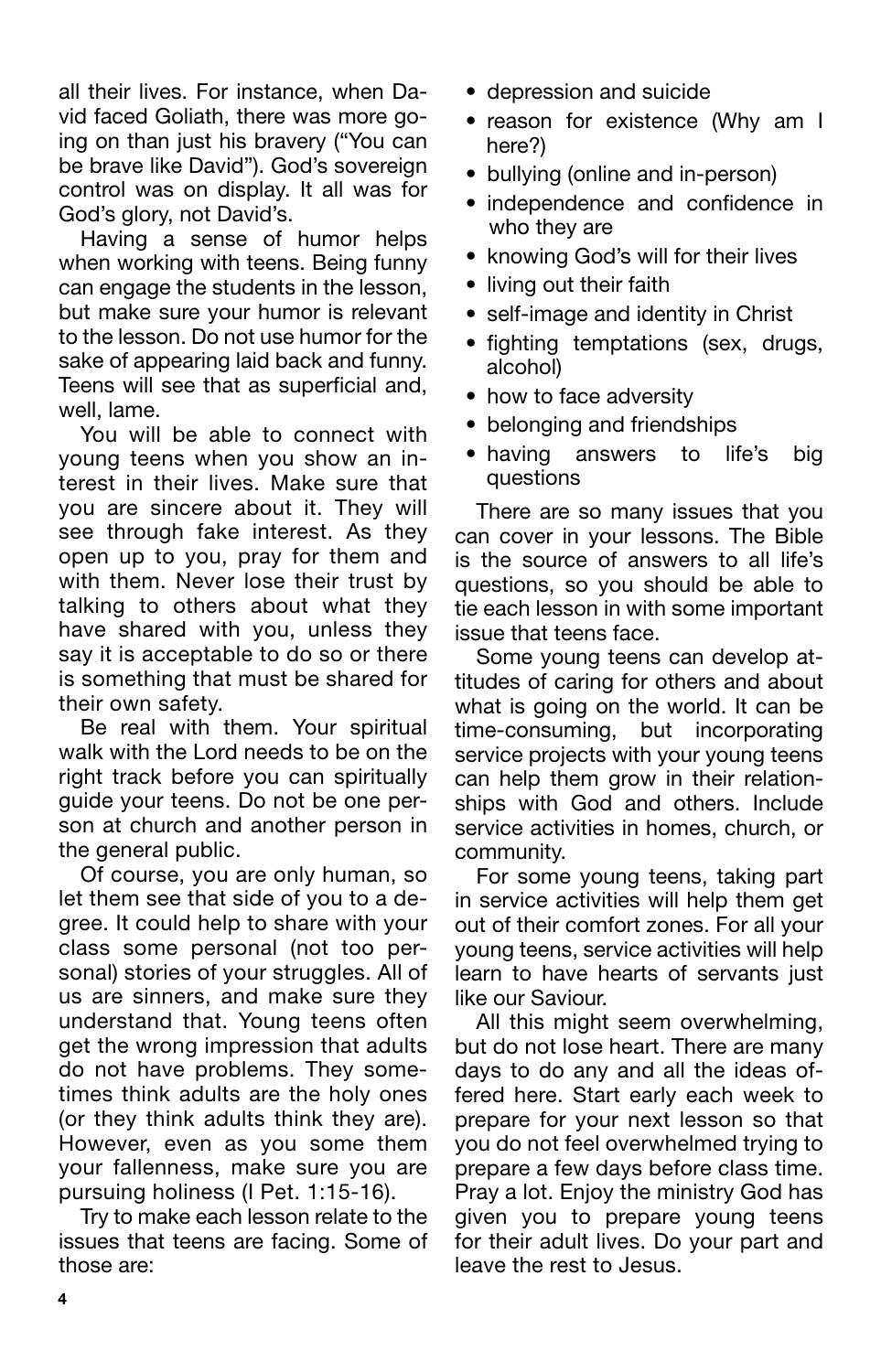all their lives. For instance, when David faced Goliath, there was more going on than just his bravery ("You can be brave like David"). God's sovereign control was on display. It all was for God's glory, not David's.

Having a sense of humor helps when working with teens. Being funny can engage the students in the lesson, but make sure your humor is relevant to the lesson. Do not use humor for the sake of appearing laid back and funny. Teens will see that as superficial and, well, lame.

You will be able to connect with young teens when you show an interest in their lives. Make sure that you are sincere about it. They will see through fake interest. As they open up to you, pray for them and with them. Never lose their trust by talking to others about what they have shared with you, unless they say it is acceptable to do so or there is something that must be shared for their own safety.

Be real with them. Your spiritual walk with the Lord needs to be on the right track before you can spiritually guide your teens. Do not be one person at church and another person in the general public.

Of course, you are only human, so let them see that side of you to a degree. It could help to share with your class some personal (not too personal) stories of your struggles. All of us are sinners, and make sure they understand that. Young teens often get the wrong impression that adults do not have problems. They sometimes think adults are the holy ones (or they think adults think they are). However, even as you some them your fallenness, make sure you are pursuing holiness (I Pet. 1:15-16).

Try to make each lesson relate to the issues that teens are facing. Some of those are:

- depression and suicide
- reason for existence (Why am I here?)
- bullying (online and in-person)
- independence and confidence in who they are
- knowing God's will for their lives
- living out their faith
- self-image and identity in Christ
- fighting temptations (sex, drugs, alcohol)
- how to face adversity
- belonging and friendships
- having answers to life's big questions

There are so many issues that you can cover in your lessons. The Bible is the source of answers to all life's questions, so you should be able to tie each lesson in with some important issue that teens face.

Some young teens can develop attitudes of caring for others and about what is going on the world. It can be time-consuming, but incorporating service projects with your young teens can help them grow in their relationships with God and others. Include service activities in homes, church, or community.

For some young teens, taking part in service activities will help them get out of their comfort zones. For all your young teens, service activities will help learn to have hearts of servants just like our Saviour.

All this might seem overwhelming, but do not lose heart. There are many days to do any and all the ideas offered here. Start early each week to prepare for your next lesson so that you do not feel overwhelmed trying to prepare a few days before class time. Pray a lot. Enjoy the ministry God has given you to prepare young teens for their adult lives. Do your part and leave the rest to Jesus.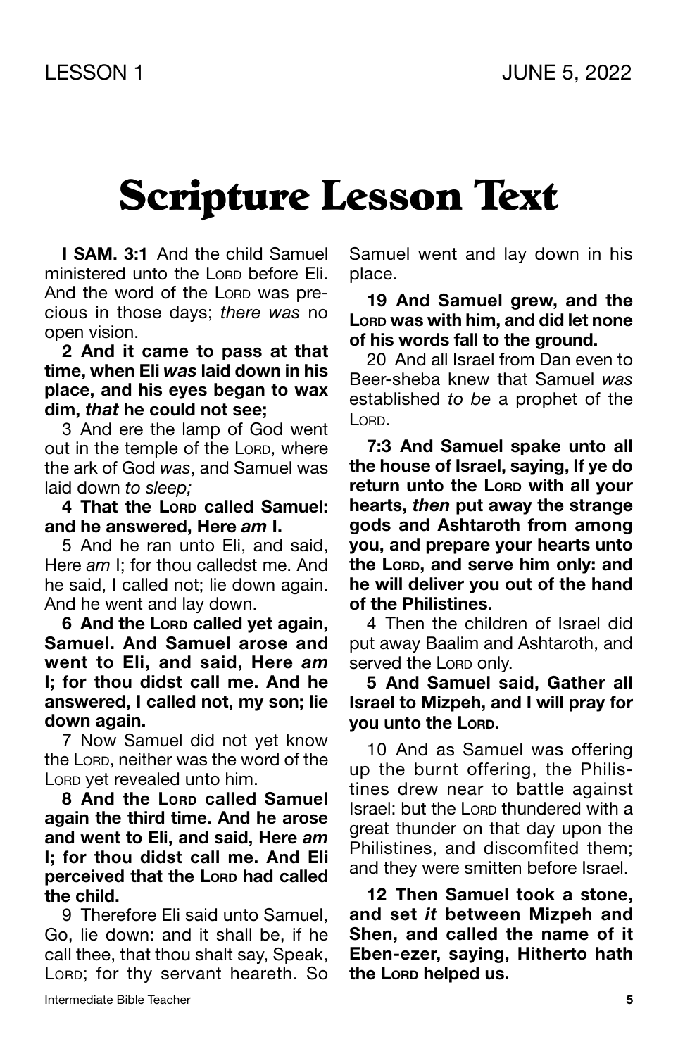LESSON 1 JUNE 5, 2022

# Scripture Lesson Text

**I SAM. 3:1** And the child Samuel ministered unto the LORD before Eli. And the word of the LORD was precious in those days; *there was* no open vision.

**2 And it came to pass at that time, when Eli *was* laid down in his place, and his eyes began to wax dim, *that* he could not see;**

3 And ere the lamp of God went out in the temple of the LORD, where the ark of God *was*, and Samuel was laid down *to sleep;*

**4 That the LORD called Samuel: and he answered, Here *am* I.**

5 And he ran unto Eli, and said, Here *am* I; for thou calledst me. And he said, I called not; lie down again. And he went and lay down.

**6 And the LORD called yet again, Samuel. And Samuel arose and went to Eli, and said, Here *am* I; for thou didst call me. And he answered, I called not, my son; lie down again.**

7 Now Samuel did not yet know the LORD, neither was the word of the LORD yet revealed unto him.

**8 And the LORD called Samuel again the third time. And he arose and went to Eli, and said, Here *am* I; for thou didst call me. And Eli perceived that the LORD had called the child.**

9 Therefore Eli said unto Samuel, Go, lie down: and it shall be, if he call thee, that thou shalt say, Speak, LORD; for thy servant heareth. So Samuel went and lay down in his place.

**19 And Samuel grew, and the LORD was with him, and did let none of his words fall to the ground.**

20 And all Israel from Dan even to Beer-sheba knew that Samuel *was* established *to be* a prophet of the LORD.

**7:3 And Samuel spake unto all the house of Israel, saying, If ye do return unto the LORD with all your hearts, *then* put away the strange gods and Ashtaroth from among you, and prepare your hearts unto the LORD, and serve him only: and he will deliver you out of the hand of the Philistines.**

4 Then the children of Israel did put away Baalim and Ashtaroth, and served the LORD only.

**5 And Samuel said, Gather all Israel to Mizpeh, and I will pray for you unto the LORD.**

10 And as Samuel was offering up the burnt offering, the Philistines drew near to battle against Israel: but the LORD thundered with a great thunder on that day upon the Philistines, and discomfited them; and they were smitten before Israel.

**12 Then Samuel took a stone, and set *it* between Mizpeh and Shen, and called the name of it Eben-ezer, saying, Hitherto hath the LORD helped us.**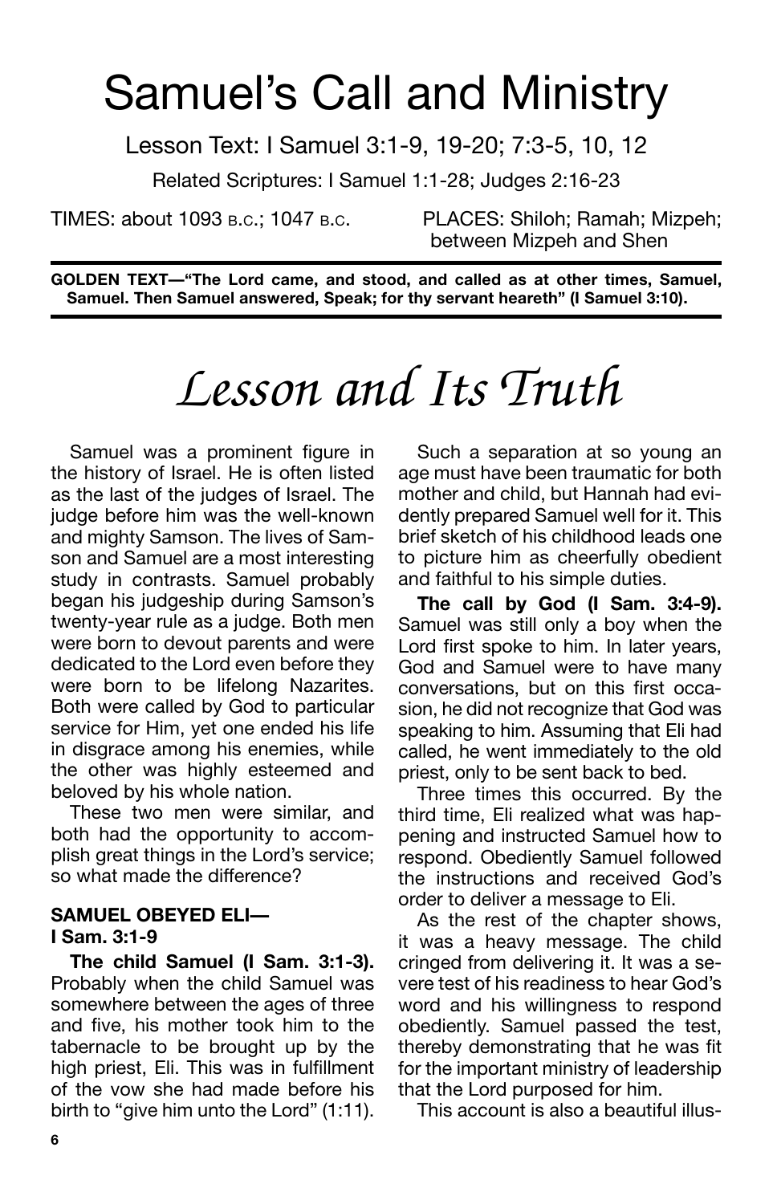# Samuel's Call and Ministry

Lesson Text: I Samuel 3:1-9, 19-20; 7:3-5, 10, 12

Related Scriptures: I Samuel 1:1-28; Judges 2:16-23

TIMES: about 1093 B.C.; 1047 B.C.

PLACES: Shiloh; Ramah; Mizpeh; between Mizpeh and Shen

**GOLDEN TEXT—"The Lord came, and stood, and called as at other times, Samuel, Samuel. Then Samuel answered, Speak; for thy servant heareth" (I Samuel 3:10).**

## *Lesson and Its Truth*

Samuel was a prominent figure in the history of Israel. He is often listed as the last of the judges of Israel. The judge before him was the well-known and mighty Samson. The lives of Samson and Samuel are a most interesting study in contrasts. Samuel probably began his judgeship during Samson's twenty-year rule as a judge. Both men were born to devout parents and were dedicated to the Lord even before they were born to be lifelong Nazarites. Both were called by God to particular service for Him, yet one ended his life in disgrace among his enemies, while the other was highly esteemed and beloved by his whole nation.

These two men were similar, and both had the opportunity to accomplish great things in the Lord's service; so what made the difference?

### SAMUEL OBEYED ELI—I Sam. 3:1-9

**The child Samuel (I Sam. 3:1-3).** Probably when the child Samuel was somewhere between the ages of three and five, his mother took him to the tabernacle to be brought up by the high priest, Eli. This was in fulfillment of the vow she had made before his birth to "give him unto the Lord" (1:11).

Such a separation at so young an age must have been traumatic for both mother and child, but Hannah had evidently prepared Samuel well for it. This brief sketch of his childhood leads one to picture him as cheerfully obedient and faithful to his simple duties.

**The call by God (I Sam. 3:4-9).** Samuel was still only a boy when the Lord first spoke to him. In later years, God and Samuel were to have many conversations, but on this first occasion, he did not recognize that God was speaking to him. Assuming that Eli had called, he went immediately to the old priest, only to be sent back to bed.

Three times this occurred. By the third time, Eli realized what was happening and instructed Samuel how to respond. Obediently Samuel followed the instructions and received God's order to deliver a message to Eli.

As the rest of the chapter shows, it was a heavy message. The child cringed from delivering it. It was a severe test of his readiness to hear God's word and his willingness to respond obediently. Samuel passed the test, thereby demonstrating that he was fit for the important ministry of leadership that the Lord purposed for him.

This account is also a beautiful illus-